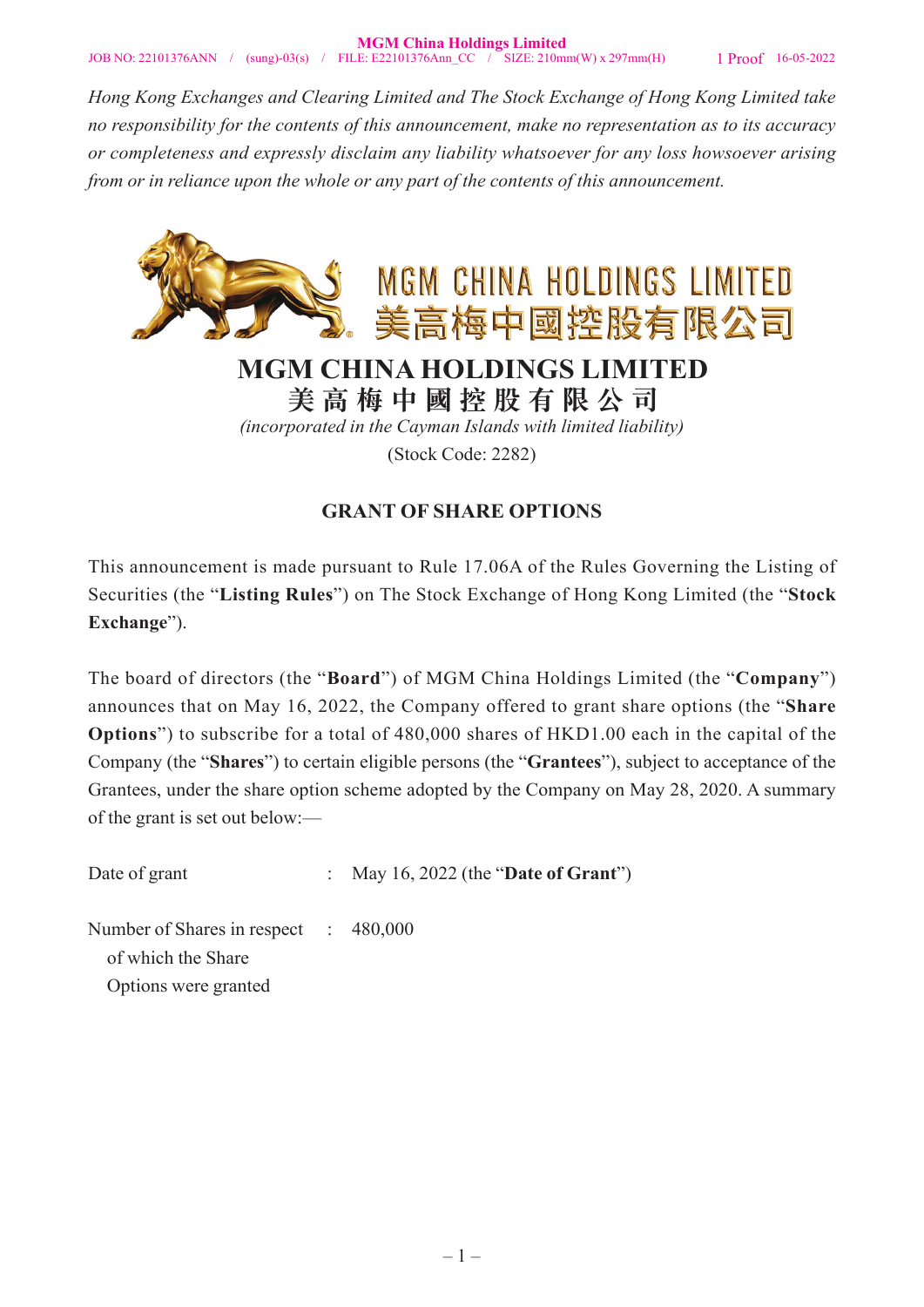*Hong Kong Exchanges and Clearing Limited and The Stock Exchange of Hong Kong Limited take no responsibility for the contents of this announcement, make no representation as to its accuracy or completeness and expressly disclaim any liability whatsoever for any loss howsoever arising from or in reliance upon the whole or any part of the contents of this announcement.*

# MGM CHINA HOLDINGS LIMITED
# 美高梅中國控股有限公司

*(incorporated in the Cayman Islands with limited liability)*

(Stock Code: 2282)

## GRANT OF SHARE OPTIONS

This announcement is made pursuant to Rule 17.06A of the Rules Governing the Listing of Securities (the "**Listing Rules**") on The Stock Exchange of Hong Kong Limited (the "**Stock Exchange**").

The board of directors (the "**Board**") of MGM China Holdings Limited (the "**Company**") announces that on May 16, 2022, the Company offered to grant share options (the "**Share Options**") to subscribe for a total of 480,000 shares of HKD1.00 each in the capital of the Company (the "**Shares**") to certain eligible persons (the "**Grantees**"), subject to acceptance of the Grantees, under the share option scheme adopted by the Company on May 28, 2020. A summary of the grant is set out below:—

| | | |
|---|---|---|
| Date of grant | : | May 16, 2022 (the "**Date of Grant**") |
| Number of Shares in respect of which the Share Options were granted | : | 480,000 |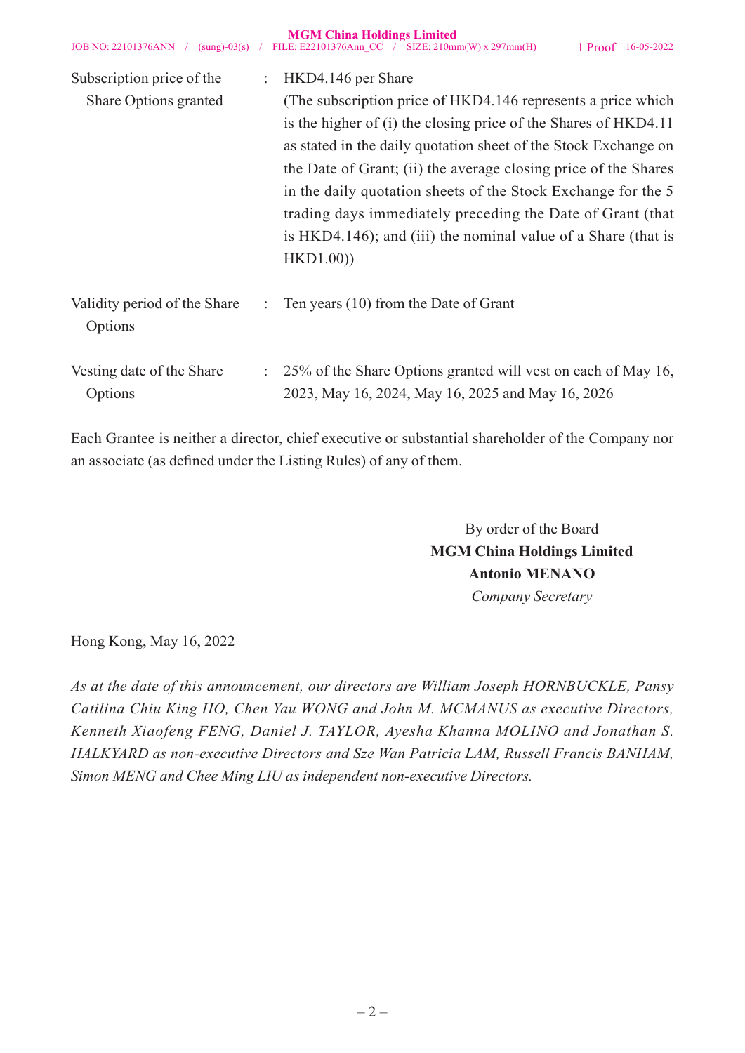| | | |
|---|---|---|
| Subscription price of the Share Options granted | : | HKD4.146 per Share (The subscription price of HKD4.146 represents a price which is the higher of (i) the closing price of the Shares of HKD4.11 as stated in the daily quotation sheet of the Stock Exchange on the Date of Grant; (ii) the average closing price of the Shares in the daily quotation sheets of the Stock Exchange for the 5 trading days immediately preceding the Date of Grant (that is HKD4.146); and (iii) the nominal value of a Share (that is HKD1.00)) |
| Validity period of the Share Options | : | Ten years (10) from the Date of Grant |
| Vesting date of the Share Options | : | 25% of the Share Options granted will vest on each of May 16, 2023, May 16, 2024, May 16, 2025 and May 16, 2026 |

Each Grantee is neither a director, chief executive or substantial shareholder of the Company nor an associate (as defined under the Listing Rules) of any of them.

By order of the Board
**MGM China Holdings Limited**
**Antonio MENANO**
*Company Secretary*

Hong Kong, May 16, 2022

*As at the date of this announcement, our directors are William Joseph HORNBUCKLE, Pansy Catilina Chiu King HO, Chen Yau WONG and John M. MCMANUS as executive Directors, Kenneth Xiaofeng FENG, Daniel J. TAYLOR, Ayesha Khanna MOLINO and Jonathan S. HALKYARD as non-executive Directors and Sze Wan Patricia LAM, Russell Francis BANHAM, Simon MENG and Chee Ming LIU as independent non-executive Directors.*